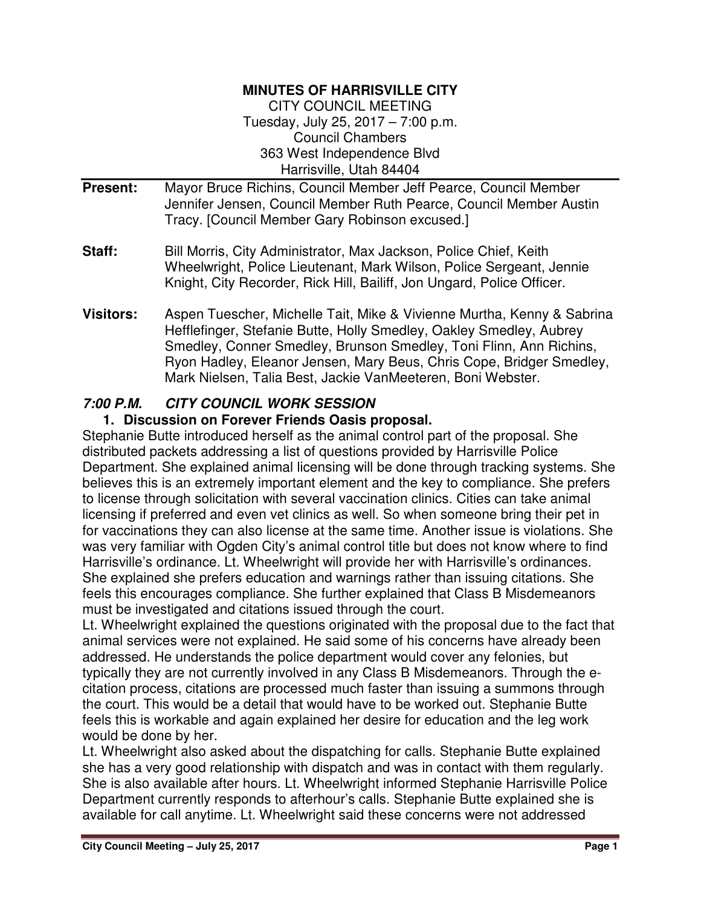**MINUTES OF HARRISVILLE CITY**
CITY COUNCIL MEETING
Tuesday, July 25, 2017 – 7:00 p.m.
Council Chambers
363 West Independence Blvd
Harrisville, Utah 84404

**Present:** Mayor Bruce Richins, Council Member Jeff Pearce, Council Member Jennifer Jensen, Council Member Ruth Pearce, Council Member Austin Tracy. [Council Member Gary Robinson excused.]

**Staff:** Bill Morris, City Administrator, Max Jackson, Police Chief, Keith Wheelwright, Police Lieutenant, Mark Wilson, Police Sergeant, Jennie Knight, City Recorder, Rick Hill, Bailiff, Jon Ungard, Police Officer.

**Visitors:** Aspen Tuescher, Michelle Tait, Mike & Vivienne Murtha, Kenny & Sabrina Hefflefinger, Stefanie Butte, Holly Smedley, Oakley Smedley, Aubrey Smedley, Conner Smedley, Brunson Smedley, Toni Flinn, Ann Richins, Ryon Hadley, Eleanor Jensen, Mary Beus, Chris Cope, Bridger Smedley, Mark Nielsen, Talia Best, Jackie VanMeeteren, Boni Webster.

## *7:00 P.M. CITY COUNCIL WORK SESSION*

**1. Discussion on Forever Friends Oasis proposal.**

Stephanie Butte introduced herself as the animal control part of the proposal. She distributed packets addressing a list of questions provided by Harrisville Police Department. She explained animal licensing will be done through tracking systems. She believes this is an extremely important element and the key to compliance. She prefers to license through solicitation with several vaccination clinics. Cities can take animal licensing if preferred and even vet clinics as well. So when someone bring their pet in for vaccinations they can also license at the same time. Another issue is violations. She was very familiar with Ogden City's animal control title but does not know where to find Harrisville's ordinance. Lt. Wheelwright will provide her with Harrisville's ordinances. She explained she prefers education and warnings rather than issuing citations. She feels this encourages compliance. She further explained that Class B Misdemeanors must be investigated and citations issued through the court.

Lt. Wheelwright explained the questions originated with the proposal due to the fact that animal services were not explained. He said some of his concerns have already been addressed. He understands the police department would cover any felonies, but typically they are not currently involved in any Class B Misdemeanors. Through the e-citation process, citations are processed much faster than issuing a summons through the court. This would be a detail that would have to be worked out. Stephanie Butte feels this is workable and again explained her desire for education and the leg work would be done by her.

Lt. Wheelwright also asked about the dispatching for calls. Stephanie Butte explained she has a very good relationship with dispatch and was in contact with them regularly. She is also available after hours. Lt. Wheelwright informed Stephanie Harrisville Police Department currently responds to afterhour's calls. Stephanie Butte explained she is available for call anytime. Lt. Wheelwright said these concerns were not addressed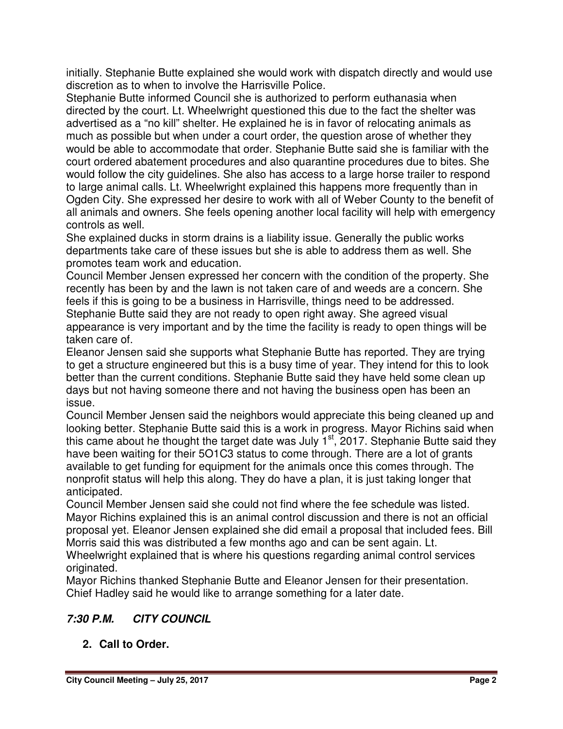initially. Stephanie Butte explained she would work with dispatch directly and would use discretion as to when to involve the Harrisville Police.

Stephanie Butte informed Council she is authorized to perform euthanasia when directed by the court. Lt. Wheelwright questioned this due to the fact the shelter was advertised as a "no kill" shelter. He explained he is in favor of relocating animals as much as possible but when under a court order, the question arose of whether they would be able to accommodate that order. Stephanie Butte said she is familiar with the court ordered abatement procedures and also quarantine procedures due to bites. She would follow the city guidelines. She also has access to a large horse trailer to respond to large animal calls. Lt. Wheelwright explained this happens more frequently than in Ogden City. She expressed her desire to work with all of Weber County to the benefit of all animals and owners. She feels opening another local facility will help with emergency controls as well.

She explained ducks in storm drains is a liability issue. Generally the public works departments take care of these issues but she is able to address them as well. She promotes team work and education.

Council Member Jensen expressed her concern with the condition of the property. She recently has been by and the lawn is not taken care of and weeds are a concern. She feels if this is going to be a business in Harrisville, things need to be addressed. Stephanie Butte said they are not ready to open right away. She agreed visual appearance is very important and by the time the facility is ready to open things will be taken care of.

Eleanor Jensen said she supports what Stephanie Butte has reported. They are trying to get a structure engineered but this is a busy time of year. They intend for this to look better than the current conditions. Stephanie Butte said they have held some clean up days but not having someone there and not having the business open has been an issue.

Council Member Jensen said the neighbors would appreciate this being cleaned up and looking better. Stephanie Butte said this is a work in progress. Mayor Richins said when this came about he thought the target date was July 1st, 2017. Stephanie Butte said they have been waiting for their 5O1C3 status to come through. There are a lot of grants available to get funding for equipment for the animals once this comes through. The nonprofit status will help this along. They do have a plan, it is just taking longer that anticipated.

Council Member Jensen said she could not find where the fee schedule was listed. Mayor Richins explained this is an animal control discussion and there is not an official proposal yet. Eleanor Jensen explained she did email a proposal that included fees. Bill Morris said this was distributed a few months ago and can be sent again. Lt. Wheelwright explained that is where his questions regarding animal control services originated.

Mayor Richins thanked Stephanie Butte and Eleanor Jensen for their presentation. Chief Hadley said he would like to arrange something for a later date.

## *7:30 P.M. CITY COUNCIL*

**2. Call to Order.**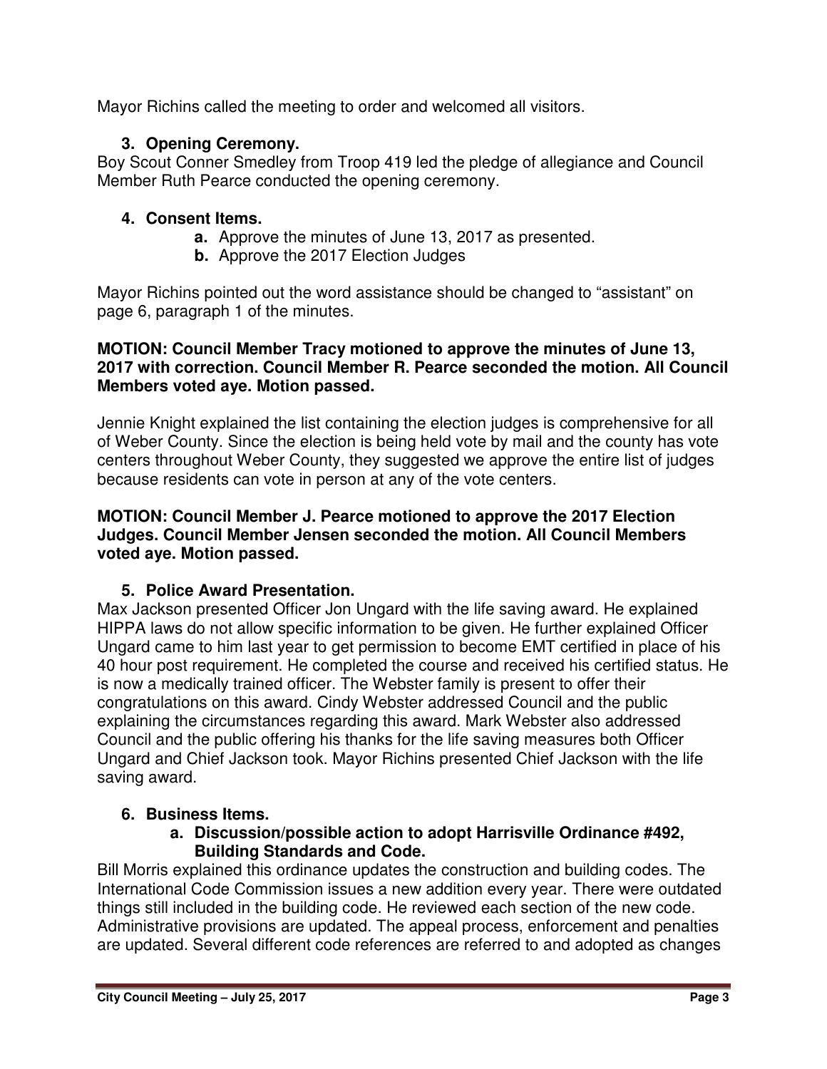Mayor Richins called the meeting to order and welcomed all visitors.

**3. Opening Ceremony.**

Boy Scout Conner Smedley from Troop 419 led the pledge of allegiance and Council Member Ruth Pearce conducted the opening ceremony.

**4. Consent Items.**

- **a.** Approve the minutes of June 13, 2017 as presented.
- **b.** Approve the 2017 Election Judges

Mayor Richins pointed out the word assistance should be changed to "assistant" on page 6, paragraph 1 of the minutes.

**MOTION: Council Member Tracy motioned to approve the minutes of June 13, 2017 with correction. Council Member R. Pearce seconded the motion. All Council Members voted aye. Motion passed.**

Jennie Knight explained the list containing the election judges is comprehensive for all of Weber County. Since the election is being held vote by mail and the county has vote centers throughout Weber County, they suggested we approve the entire list of judges because residents can vote in person at any of the vote centers.

**MOTION: Council Member J. Pearce motioned to approve the 2017 Election Judges. Council Member Jensen seconded the motion. All Council Members voted aye. Motion passed.**

**5. Police Award Presentation.**

Max Jackson presented Officer Jon Ungard with the life saving award. He explained HIPPA laws do not allow specific information to be given. He further explained Officer Ungard came to him last year to get permission to become EMT certified in place of his 40 hour post requirement. He completed the course and received his certified status. He is now a medically trained officer. The Webster family is present to offer their congratulations on this award. Cindy Webster addressed Council and the public explaining the circumstances regarding this award. Mark Webster also addressed Council and the public offering his thanks for the life saving measures both Officer Ungard and Chief Jackson took. Mayor Richins presented Chief Jackson with the life saving award.

**6. Business Items.**

**a. Discussion/possible action to adopt Harrisville Ordinance #492, Building Standards and Code.**

Bill Morris explained this ordinance updates the construction and building codes. The International Code Commission issues a new addition every year. There were outdated things still included in the building code. He reviewed each section of the new code. Administrative provisions are updated. The appeal process, enforcement and penalties are updated. Several different code references are referred to and adopted as changes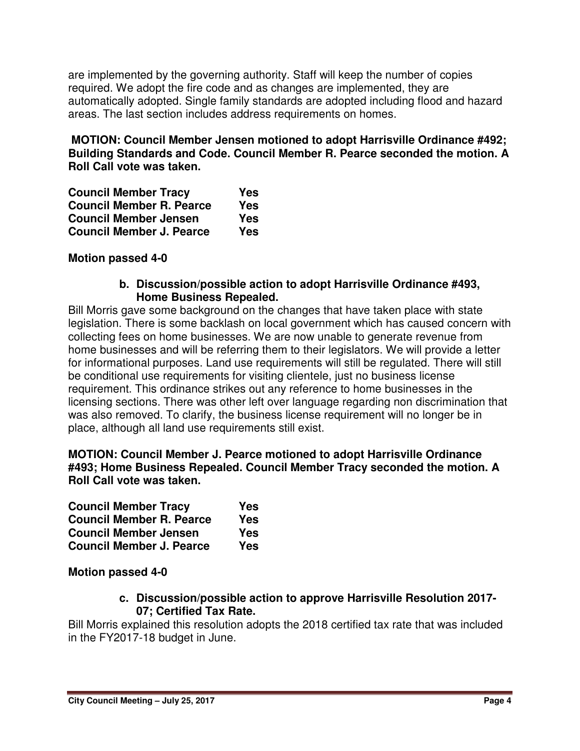are implemented by the governing authority. Staff will keep the number of copies required. We adopt the fire code and as changes are implemented, they are automatically adopted. Single family standards are adopted including flood and hazard areas. The last section includes address requirements on homes.

**MOTION: Council Member Jensen motioned to adopt Harrisville Ordinance #492; Building Standards and Code. Council Member R. Pearce seconded the motion. A Roll Call vote was taken.**

| | |
|---|---|
| **Council Member Tracy** | **Yes** |
| **Council Member R. Pearce** | **Yes** |
| **Council Member Jensen** | **Yes** |
| **Council Member J. Pearce** | **Yes** |

**Motion passed 4-0**

**b. Discussion/possible action to adopt Harrisville Ordinance #493, Home Business Repealed.**

Bill Morris gave some background on the changes that have taken place with state legislation. There is some backlash on local government which has caused concern with collecting fees on home businesses. We are now unable to generate revenue from home businesses and will be referring them to their legislators. We will provide a letter for informational purposes. Land use requirements will still be regulated. There will still be conditional use requirements for visiting clientele, just no business license requirement. This ordinance strikes out any reference to home businesses in the licensing sections. There was other left over language regarding non discrimination that was also removed. To clarify, the business license requirement will no longer be in place, although all land use requirements still exist.

**MOTION: Council Member J. Pearce motioned to adopt Harrisville Ordinance #493; Home Business Repealed. Council Member Tracy seconded the motion. A Roll Call vote was taken.**

| | |
|---|---|
| **Council Member Tracy** | **Yes** |
| **Council Member R. Pearce** | **Yes** |
| **Council Member Jensen** | **Yes** |
| **Council Member J. Pearce** | **Yes** |

**Motion passed 4-0**

**c. Discussion/possible action to approve Harrisville Resolution 2017-07; Certified Tax Rate.**

Bill Morris explained this resolution adopts the 2018 certified tax rate that was included in the FY2017-18 budget in June.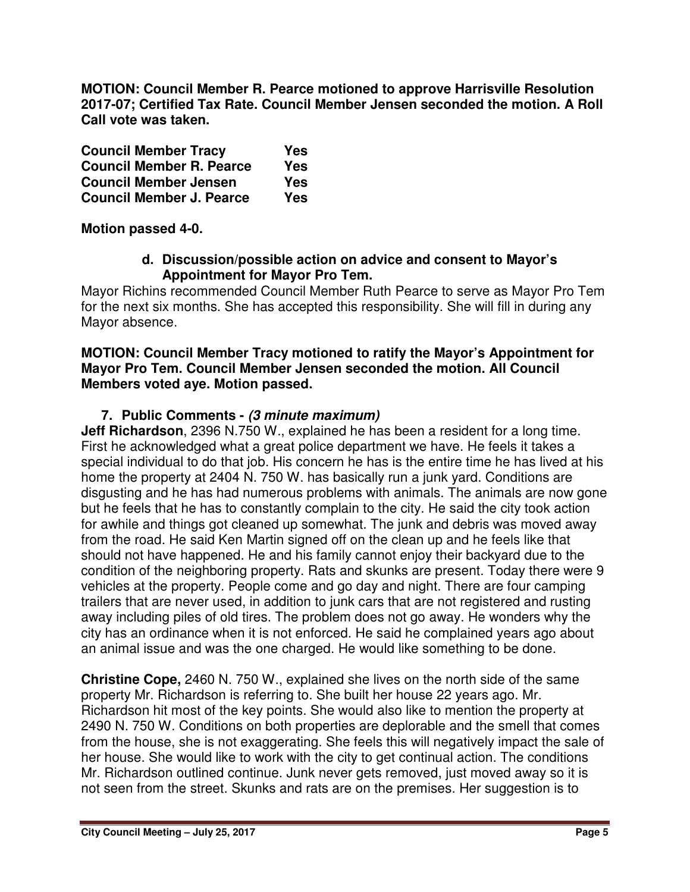**MOTION: Council Member R. Pearce motioned to approve Harrisville Resolution 2017-07; Certified Tax Rate. Council Member Jensen seconded the motion. A Roll Call vote was taken.**

| | |
|---|---|
| **Council Member Tracy** | **Yes** |
| **Council Member R. Pearce** | **Yes** |
| **Council Member Jensen** | **Yes** |
| **Council Member J. Pearce** | **Yes** |

**Motion passed 4-0.**

**d. Discussion/possible action on advice and consent to Mayor's Appointment for Mayor Pro Tem.**

Mayor Richins recommended Council Member Ruth Pearce to serve as Mayor Pro Tem for the next six months. She has accepted this responsibility. She will fill in during any Mayor absence.

**MOTION: Council Member Tracy motioned to ratify the Mayor's Appointment for Mayor Pro Tem. Council Member Jensen seconded the motion. All Council Members voted aye. Motion passed.**

**7. Public Comments -** ***(3 minute maximum)***

**Jeff Richardson**, 2396 N.750 W., explained he has been a resident for a long time. First he acknowledged what a great police department we have. He feels it takes a special individual to do that job. His concern he has is the entire time he has lived at his home the property at 2404 N. 750 W. has basically run a junk yard. Conditions are disgusting and he has had numerous problems with animals. The animals are now gone but he feels that he has to constantly complain to the city. He said the city took action for awhile and things got cleaned up somewhat. The junk and debris was moved away from the road. He said Ken Martin signed off on the clean up and he feels like that should not have happened. He and his family cannot enjoy their backyard due to the condition of the neighboring property. Rats and skunks are present. Today there were 9 vehicles at the property. People come and go day and night. There are four camping trailers that are never used, in addition to junk cars that are not registered and rusting away including piles of old tires. The problem does not go away. He wonders why the city has an ordinance when it is not enforced. He said he complained years ago about an animal issue and was the one charged. He would like something to be done.

**Christine Cope,** 2460 N. 750 W., explained she lives on the north side of the same property Mr. Richardson is referring to. She built her house 22 years ago. Mr. Richardson hit most of the key points. She would also like to mention the property at 2490 N. 750 W. Conditions on both properties are deplorable and the smell that comes from the house, she is not exaggerating. She feels this will negatively impact the sale of her house. She would like to work with the city to get continual action. The conditions Mr. Richardson outlined continue. Junk never gets removed, just moved away so it is not seen from the street. Skunks and rats are on the premises. Her suggestion is to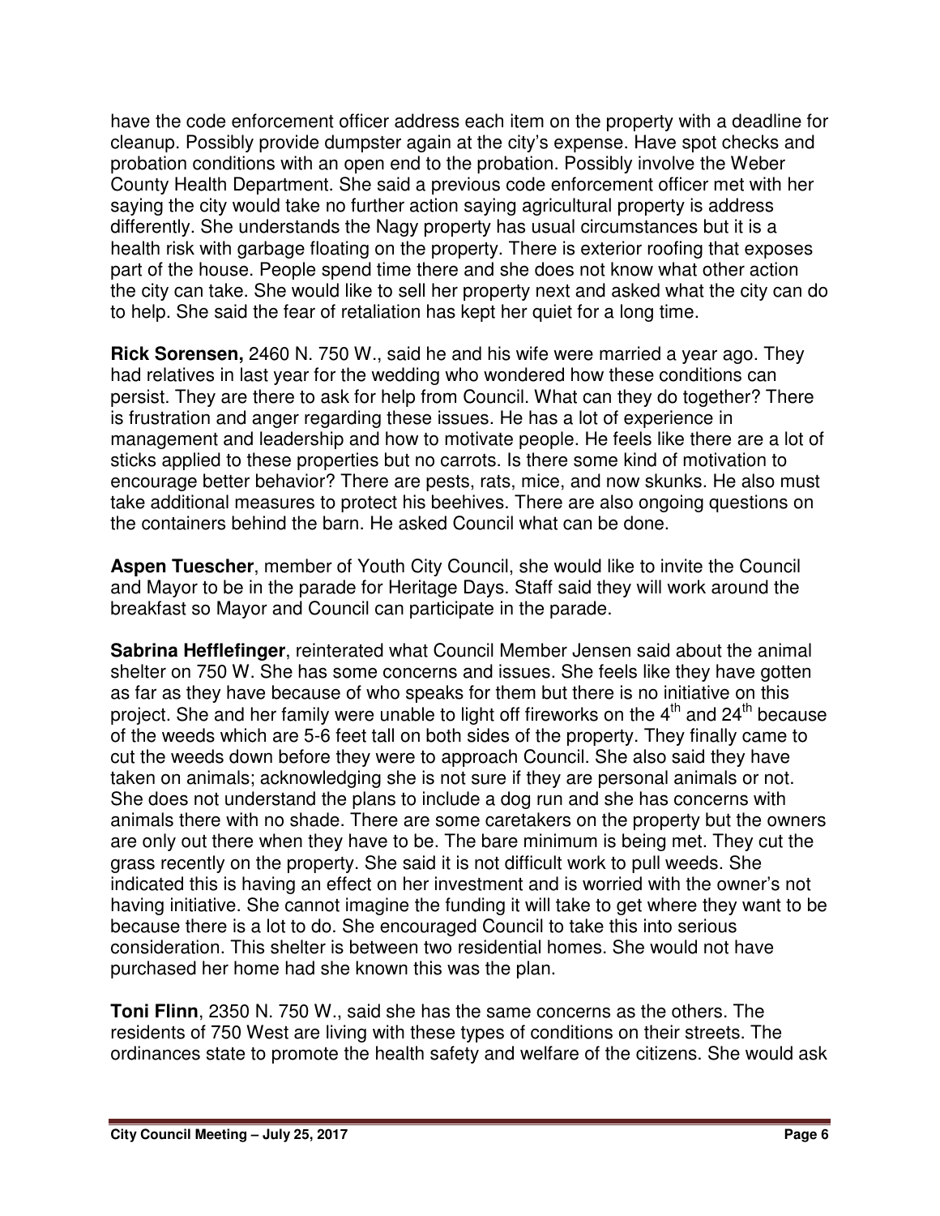have the code enforcement officer address each item on the property with a deadline for cleanup. Possibly provide dumpster again at the city's expense. Have spot checks and probation conditions with an open end to the probation. Possibly involve the Weber County Health Department. She said a previous code enforcement officer met with her saying the city would take no further action saying agricultural property is address differently. She understands the Nagy property has usual circumstances but it is a health risk with garbage floating on the property. There is exterior roofing that exposes part of the house. People spend time there and she does not know what other action the city can take. She would like to sell her property next and asked what the city can do to help. She said the fear of retaliation has kept her quiet for a long time.

**Rick Sorensen,** 2460 N. 750 W., said he and his wife were married a year ago. They had relatives in last year for the wedding who wondered how these conditions can persist. They are there to ask for help from Council. What can they do together? There is frustration and anger regarding these issues. He has a lot of experience in management and leadership and how to motivate people. He feels like there are a lot of sticks applied to these properties but no carrots. Is there some kind of motivation to encourage better behavior? There are pests, rats, mice, and now skunks. He also must take additional measures to protect his beehives. There are also ongoing questions on the containers behind the barn. He asked Council what can be done.

**Aspen Tuescher**, member of Youth City Council, she would like to invite the Council and Mayor to be in the parade for Heritage Days. Staff said they will work around the breakfast so Mayor and Council can participate in the parade.

**Sabrina Hefflefinger**, reinterated what Council Member Jensen said about the animal shelter on 750 W. She has some concerns and issues. She feels like they have gotten as far as they have because of who speaks for them but there is no initiative on this project. She and her family were unable to light off fireworks on the 4th and 24th because of the weeds which are 5-6 feet tall on both sides of the property. They finally came to cut the weeds down before they were to approach Council. She also said they have taken on animals; acknowledging she is not sure if they are personal animals or not. She does not understand the plans to include a dog run and she has concerns with animals there with no shade. There are some caretakers on the property but the owners are only out there when they have to be. The bare minimum is being met. They cut the grass recently on the property. She said it is not difficult work to pull weeds. She indicated this is having an effect on her investment and is worried with the owner's not having initiative. She cannot imagine the funding it will take to get where they want to be because there is a lot to do. She encouraged Council to take this into serious consideration. This shelter is between two residential homes. She would not have purchased her home had she known this was the plan.

**Toni Flinn**, 2350 N. 750 W., said she has the same concerns as the others. The residents of 750 West are living with these types of conditions on their streets. The ordinances state to promote the health safety and welfare of the citizens. She would ask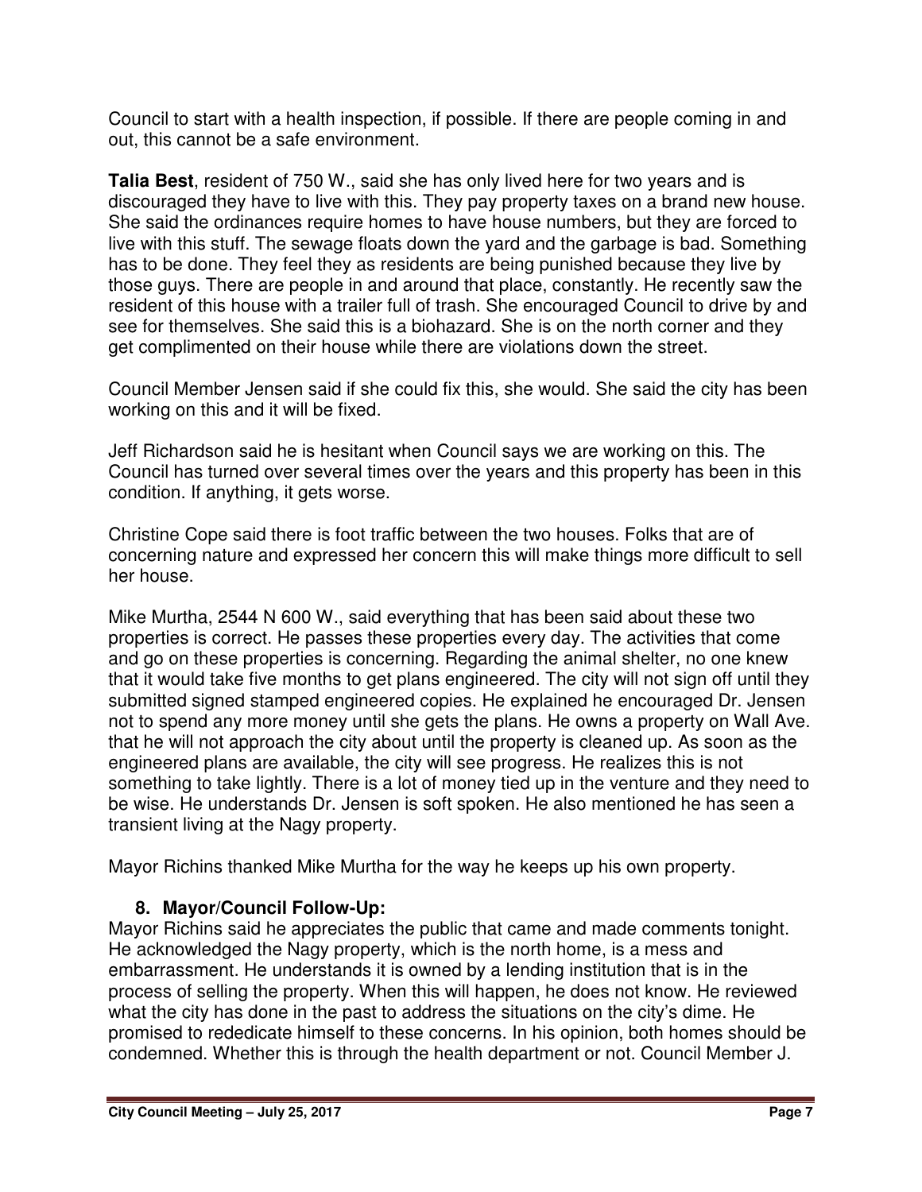Council to start with a health inspection, if possible. If there are people coming in and out, this cannot be a safe environment.

**Talia Best**, resident of 750 W., said she has only lived here for two years and is discouraged they have to live with this. They pay property taxes on a brand new house. She said the ordinances require homes to have house numbers, but they are forced to live with this stuff. The sewage floats down the yard and the garbage is bad. Something has to be done. They feel they as residents are being punished because they live by those guys. There are people in and around that place, constantly. He recently saw the resident of this house with a trailer full of trash. She encouraged Council to drive by and see for themselves. She said this is a biohazard. She is on the north corner and they get complimented on their house while there are violations down the street.

Council Member Jensen said if she could fix this, she would. She said the city has been working on this and it will be fixed.

Jeff Richardson said he is hesitant when Council says we are working on this. The Council has turned over several times over the years and this property has been in this condition. If anything, it gets worse.

Christine Cope said there is foot traffic between the two houses. Folks that are of concerning nature and expressed her concern this will make things more difficult to sell her house.

Mike Murtha, 2544 N 600 W., said everything that has been said about these two properties is correct. He passes these properties every day. The activities that come and go on these properties is concerning. Regarding the animal shelter, no one knew that it would take five months to get plans engineered. The city will not sign off until they submitted signed stamped engineered copies. He explained he encouraged Dr. Jensen not to spend any more money until she gets the plans. He owns a property on Wall Ave. that he will not approach the city about until the property is cleaned up. As soon as the engineered plans are available, the city will see progress. He realizes this is not something to take lightly. There is a lot of money tied up in the venture and they need to be wise. He understands Dr. Jensen is soft spoken. He also mentioned he has seen a transient living at the Nagy property.

Mayor Richins thanked Mike Murtha for the way he keeps up his own property.

## 8. Mayor/Council Follow-Up:

Mayor Richins said he appreciates the public that came and made comments tonight. He acknowledged the Nagy property, which is the north home, is a mess and embarrassment. He understands it is owned by a lending institution that is in the process of selling the property. When this will happen, he does not know. He reviewed what the city has done in the past to address the situations on the city's dime. He promised to rededicate himself to these concerns. In his opinion, both homes should be condemned. Whether this is through the health department or not. Council Member J.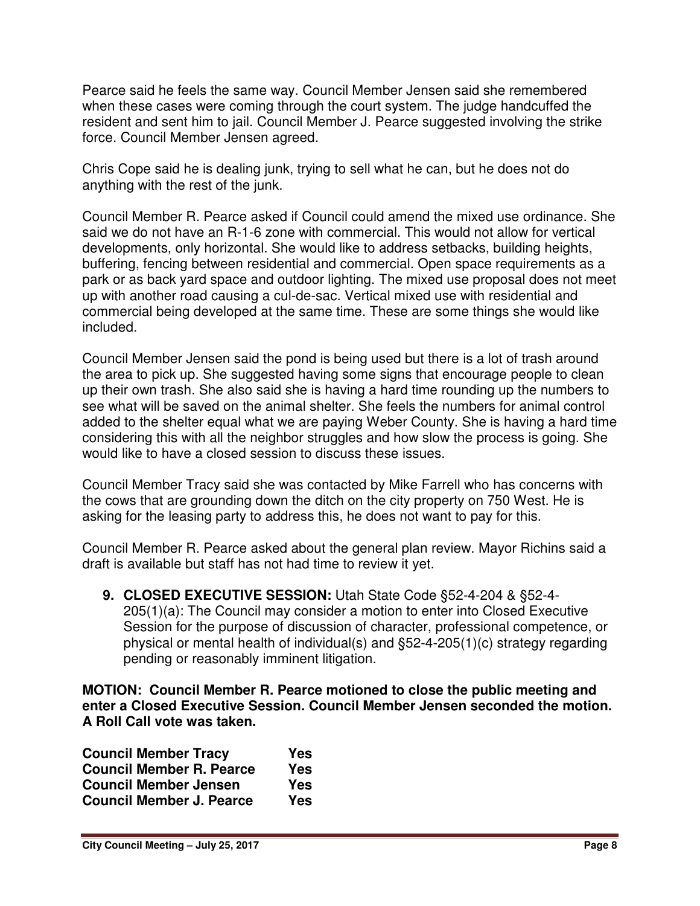Pearce said he feels the same way. Council Member Jensen said she remembered when these cases were coming through the court system. The judge handcuffed the resident and sent him to jail. Council Member J. Pearce suggested involving the strike force. Council Member Jensen agreed.

Chris Cope said he is dealing junk, trying to sell what he can, but he does not do anything with the rest of the junk.

Council Member R. Pearce asked if Council could amend the mixed use ordinance. She said we do not have an R-1-6 zone with commercial. This would not allow for vertical developments, only horizontal. She would like to address setbacks, building heights, buffering, fencing between residential and commercial. Open space requirements as a park or as back yard space and outdoor lighting. The mixed use proposal does not meet up with another road causing a cul-de-sac. Vertical mixed use with residential and commercial being developed at the same time. These are some things she would like included.

Council Member Jensen said the pond is being used but there is a lot of trash around the area to pick up. She suggested having some signs that encourage people to clean up their own trash. She also said she is having a hard time rounding up the numbers to see what will be saved on the animal shelter. She feels the numbers for animal control added to the shelter equal what we are paying Weber County. She is having a hard time considering this with all the neighbor struggles and how slow the process is going. She would like to have a closed session to discuss these issues.

Council Member Tracy said she was contacted by Mike Farrell who has concerns with the cows that are grounding down the ditch on the city property on 750 West. He is asking for the leasing party to address this, he does not want to pay for this.

Council Member R. Pearce asked about the general plan review. Mayor Richins said a draft is available but staff has not had time to review it yet.

9. **CLOSED EXECUTIVE SESSION:** Utah State Code §52-4-204 & §52-4-205(1)(a): The Council may consider a motion to enter into Closed Executive Session for the purpose of discussion of character, professional competence, or physical or mental health of individual(s) and §52-4-205(1)(c) strategy regarding pending or reasonably imminent litigation.

**MOTION: Council Member R. Pearce motioned to close the public meeting and enter a Closed Executive Session. Council Member Jensen seconded the motion. A Roll Call vote was taken.**

| | |
|---|---|
| **Council Member Tracy** | **Yes** |
| **Council Member R. Pearce** | **Yes** |
| **Council Member Jensen** | **Yes** |
| **Council Member J. Pearce** | **Yes** |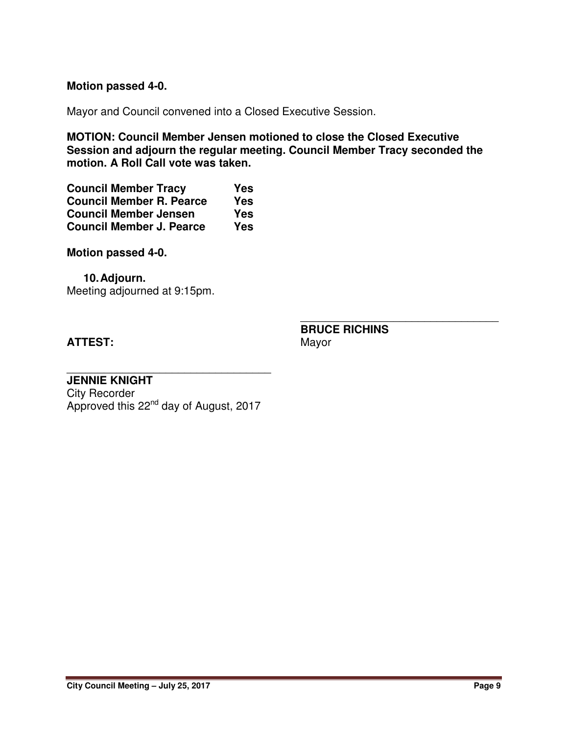**Motion passed 4-0.**

Mayor and Council convened into a Closed Executive Session.

**MOTION: Council Member Jensen motioned to close the Closed Executive Session and adjourn the regular meeting. Council Member Tracy seconded the motion. A Roll Call vote was taken.**

| | |
|---|---|
| **Council Member Tracy** | **Yes** |
| **Council Member R. Pearce** | **Yes** |
| **Council Member Jensen** | **Yes** |
| **Council Member J. Pearce** | **Yes** |

**Motion passed 4-0.**

**10. Adjourn.**

Meeting adjourned at 9:15pm.

\_\_\_\_\_\_\_\_\_\_\_\_\_\_\_\_\_\_\_\_\_\_\_\_\_\_\_\_\_\_\_\_\_\_

**BRUCE RICHINS**
Mayor

**ATTEST:**

\_\_\_\_\_\_\_\_\_\_\_\_\_\_\_\_\_\_\_\_\_\_\_\_\_\_\_\_\_\_\_\_\_\_

**JENNIE KNIGHT**
City Recorder
Approved this 22nd day of August, 2017